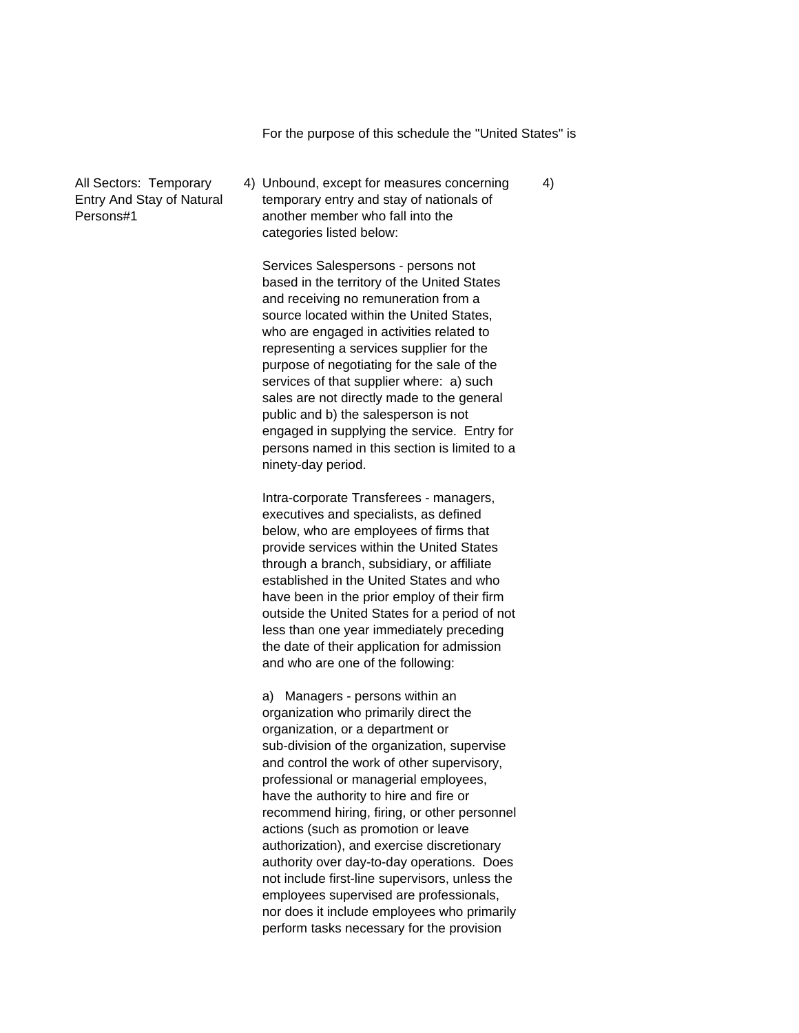For the purpose of this schedule the "United States" is

| | | |
|---|---|---|
| All Sectors: Temporary Entry And Stay of Natural Persons#1 | 4) Unbound, except for measures concerning temporary entry and stay of nationals of another member who fall into the categories listed below:<br><br>Services Salespersons - persons not based in the territory of the United States and receiving no remuneration from a source located within the United States, who are engaged in activities related to representing a services supplier for the purpose of negotiating for the sale of the services of that supplier where: a) such sales are not directly made to the general public and b) the salesperson is not engaged in supplying the service. Entry for persons named in this section is limited to a ninety-day period.<br><br>Intra-corporate Transferees - managers, executives and specialists, as defined below, who are employees of firms that provide services within the United States through a branch, subsidiary, or affiliate established in the United States and who have been in the prior employ of their firm outside the United States for a period of not less than one year immediately preceding the date of their application for admission and who are one of the following:<br><br>a) Managers - persons within an organization who primarily direct the organization, or a department or sub-division of the organization, supervise and control the work of other supervisory, professional or managerial employees, have the authority to hire and fire or recommend hiring, firing, or other personnel actions (such as promotion or leave authorization), and exercise discretionary authority over day-to-day operations. Does not include first-line supervisors, unless the employees supervised are professionals, nor does it include employees who primarily perform tasks necessary for the provision | 4) |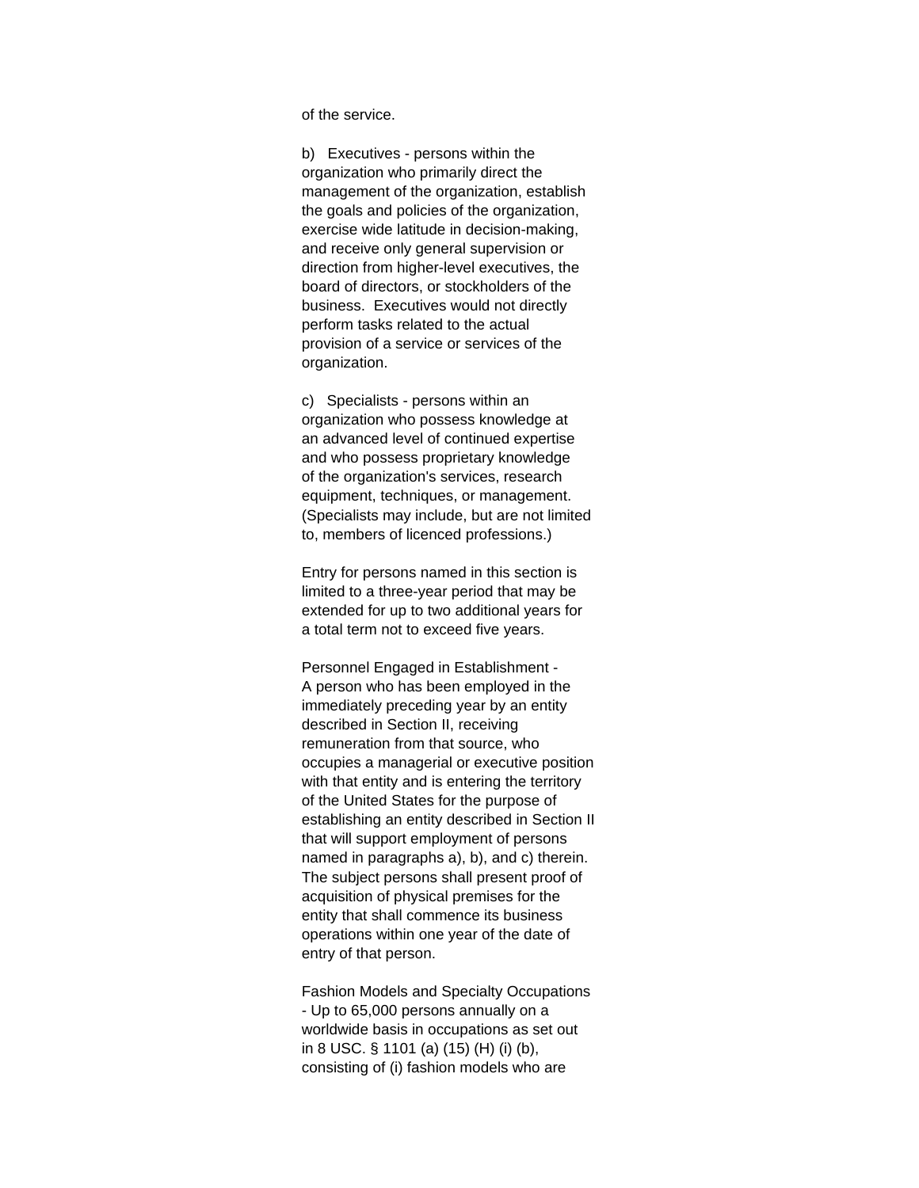of the service.

b) Executives - persons within the organization who primarily direct the management of the organization, establish the goals and policies of the organization, exercise wide latitude in decision-making, and receive only general supervision or direction from higher-level executives, the board of directors, or stockholders of the business. Executives would not directly perform tasks related to the actual provision of a service or services of the organization.

c) Specialists - persons within an organization who possess knowledge at an advanced level of continued expertise and who possess proprietary knowledge of the organization's services, research equipment, techniques, or management. (Specialists may include, but are not limited to, members of licenced professions.)

Entry for persons named in this section is limited to a three-year period that may be extended for up to two additional years for a total term not to exceed five years.

Personnel Engaged in Establishment - A person who has been employed in the immediately preceding year by an entity described in Section II, receiving remuneration from that source, who occupies a managerial or executive position with that entity and is entering the territory of the United States for the purpose of establishing an entity described in Section II that will support employment of persons named in paragraphs a), b), and c) therein. The subject persons shall present proof of acquisition of physical premises for the entity that shall commence its business operations within one year of the date of entry of that person.

Fashion Models and Specialty Occupations - Up to 65,000 persons annually on a worldwide basis in occupations as set out in 8 USC. § 1101 (a) (15) (H) (i) (b), consisting of (i) fashion models who are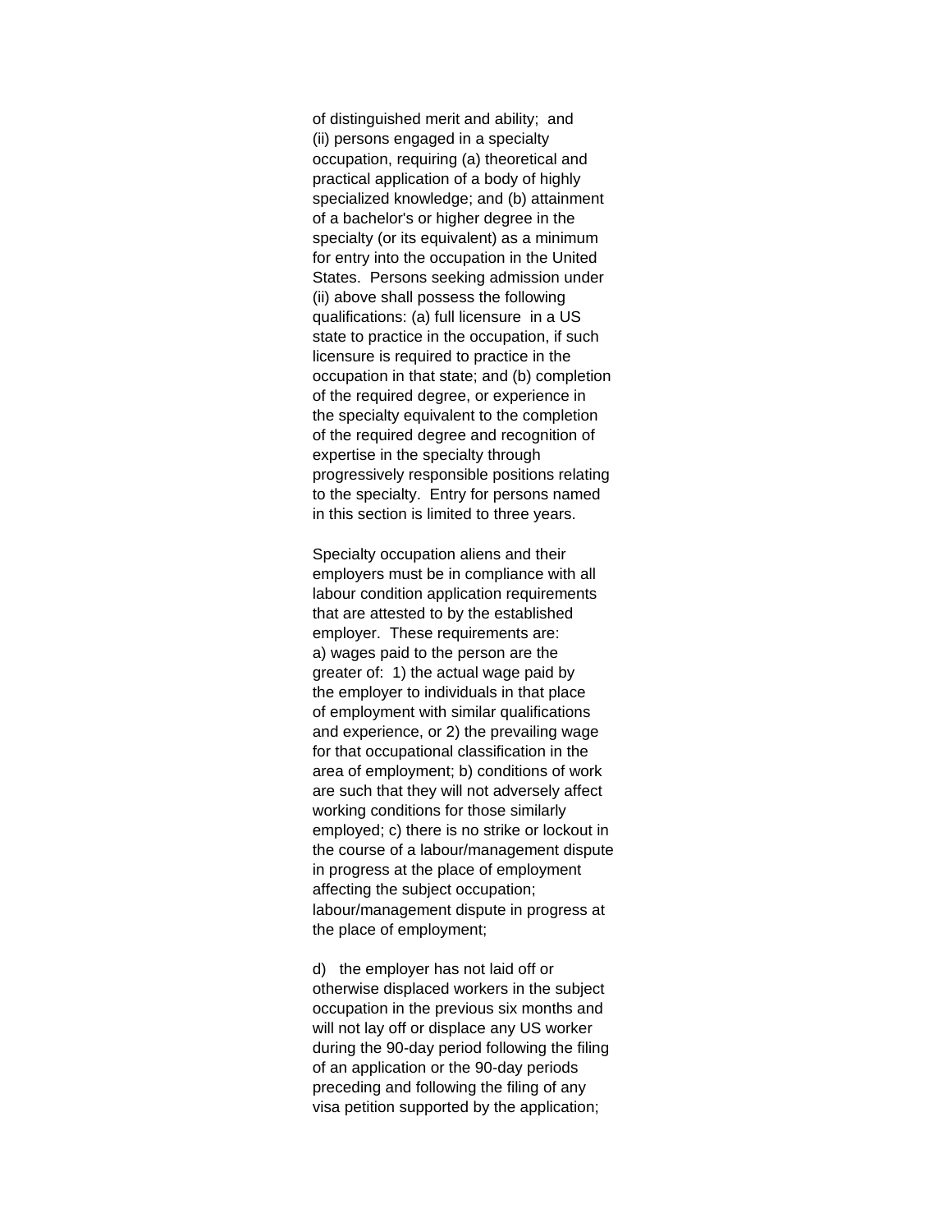of distinguished merit and ability; and
(ii) persons engaged in a specialty occupation, requiring (a) theoretical and practical application of a body of highly specialized knowledge; and (b) attainment of a bachelor's or higher degree in the specialty (or its equivalent) as a minimum for entry into the occupation in the United States. Persons seeking admission under (ii) above shall possess the following qualifications: (a) full licensure in a US state to practice in the occupation, if such licensure is required to practice in the occupation in that state; and (b) completion of the required degree, or experience in the specialty equivalent to the completion of the required degree and recognition of expertise in the specialty through progressively responsible positions relating to the specialty. Entry for persons named in this section is limited to three years.

Specialty occupation aliens and their employers must be in compliance with all labour condition application requirements that are attested to by the established employer. These requirements are:
a) wages paid to the person are the greater of: 1) the actual wage paid by the employer to individuals in that place of employment with similar qualifications and experience, or 2) the prevailing wage for that occupational classification in the area of employment; b) conditions of work are such that they will not adversely affect working conditions for those similarly employed; c) there is no strike or lockout in the course of a labour/management dispute in progress at the place of employment affecting the subject occupation; labour/management dispute in progress at the place of employment;

d) the employer has not laid off or otherwise displaced workers in the subject occupation in the previous six months and will not lay off or displace any US worker during the 90-day period following the filing of an application or the 90-day periods preceding and following the filing of any visa petition supported by the application;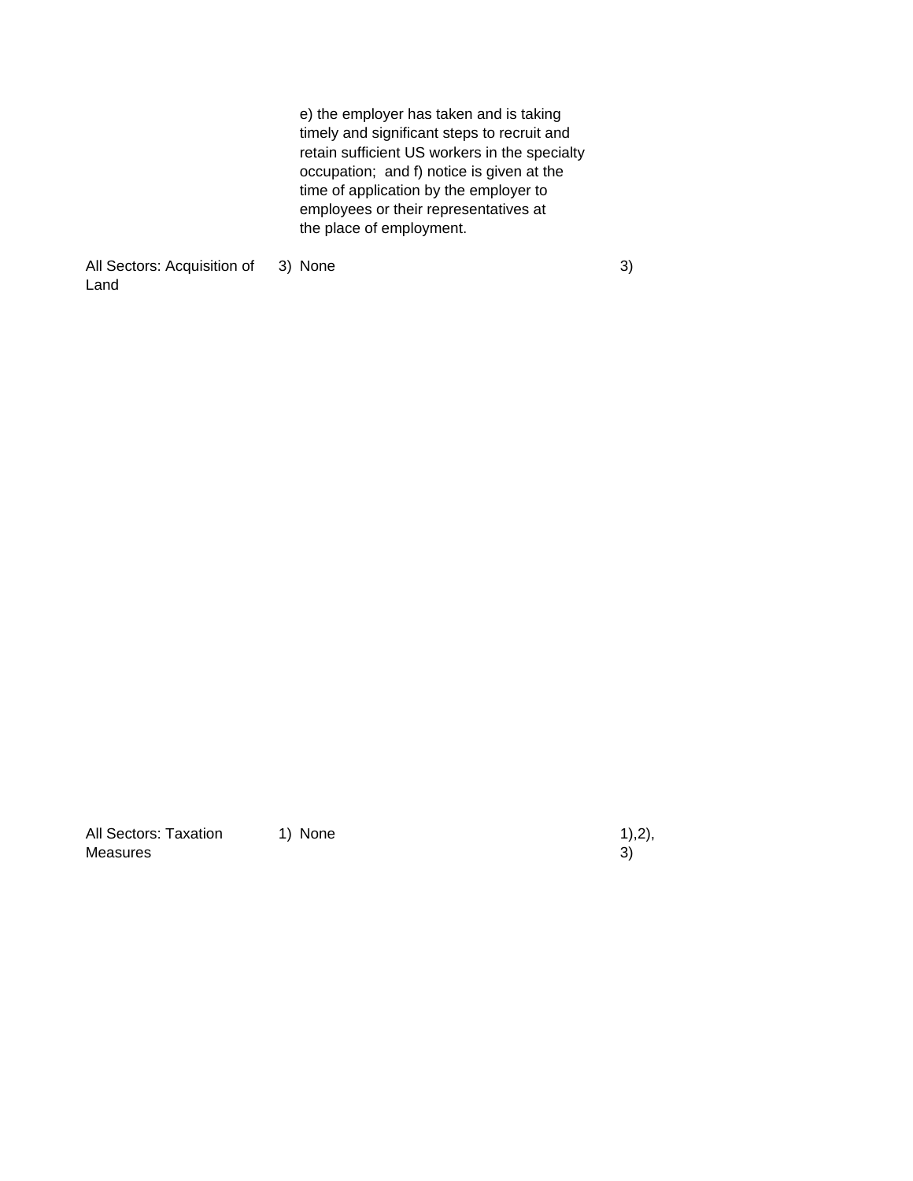| Sector or Subsector | Limitations on Market Access | Limitations on National Treatment | Additional Commitments |
| --- | --- | --- | --- |
| | e) the employer has taken and is taking timely and significant steps to recruit and retain sufficient US workers in the specialty occupation; and f) notice is given at the time of application by the employer to employees or their representatives at the place of employment. | | |
| All Sectors: Acquisition of Land | 3) None | 3) | |
| All Sectors: Taxation Measures | 1) None | 1),2), 3) | |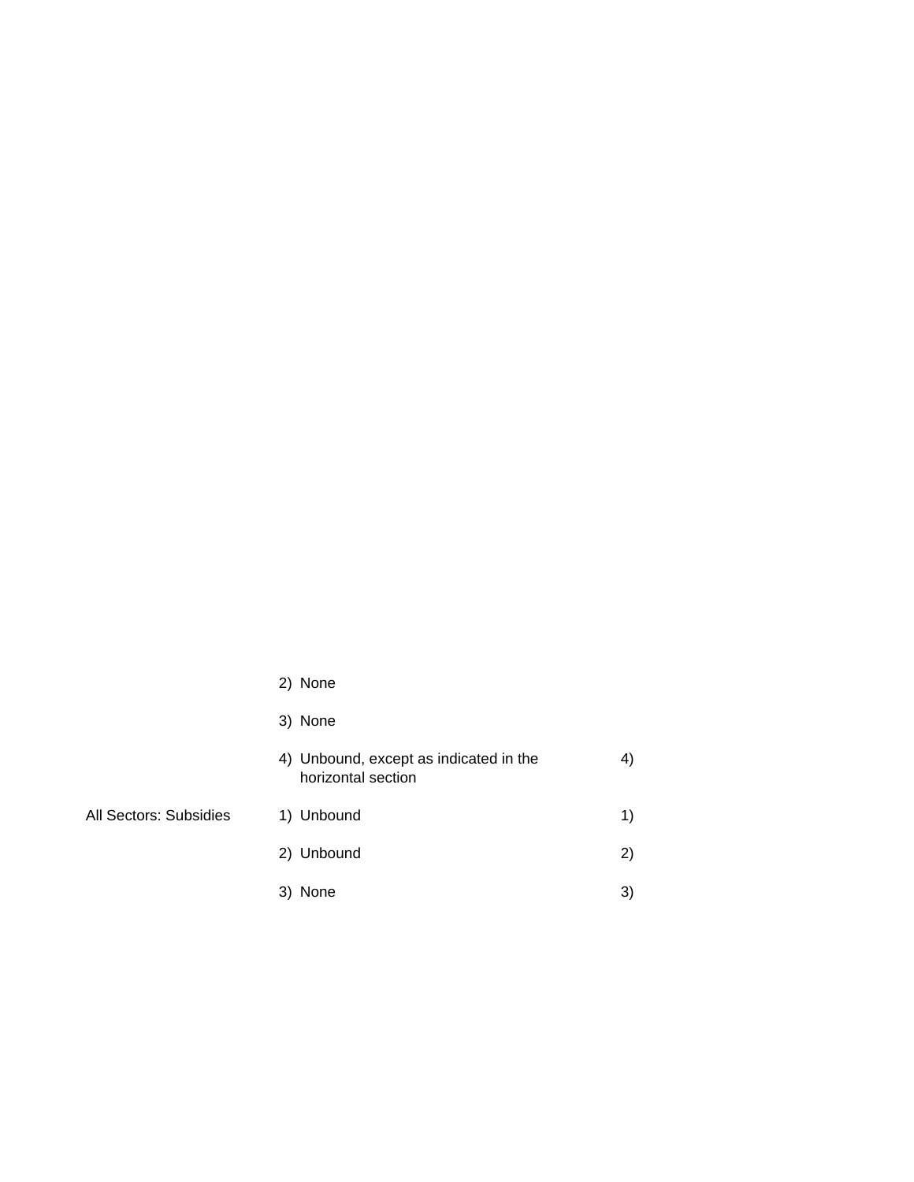| | | |
|---|---|---|
| | 2) None | |
| | 3) None | |
| | 4) Unbound, except as indicated in the horizontal section | 4) |
| All Sectors: Subsidies | 1) Unbound | 1) |
| | 2) Unbound | 2) |
| | 3) None | 3) |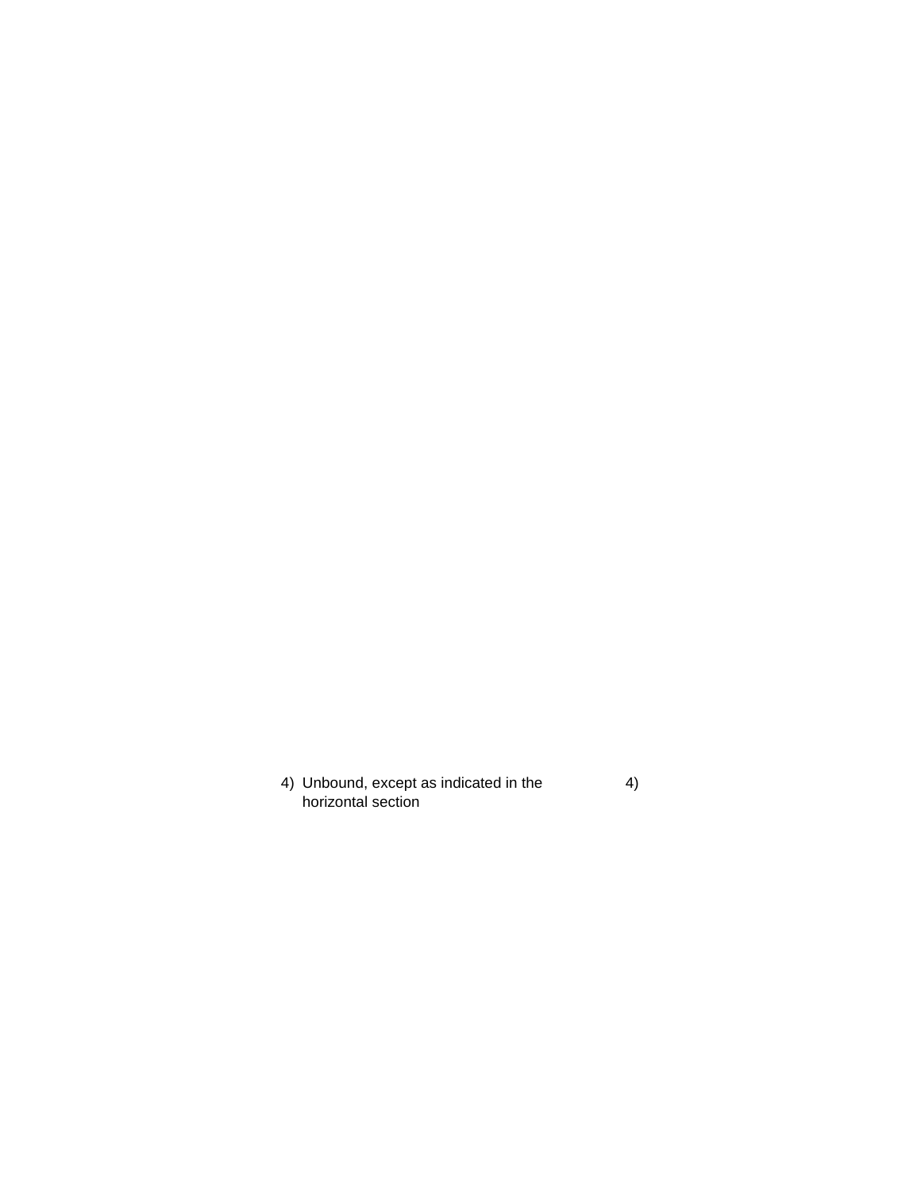| | |
|---|---|
| 4) Unbound, except as indicated in the horizontal section | 4) |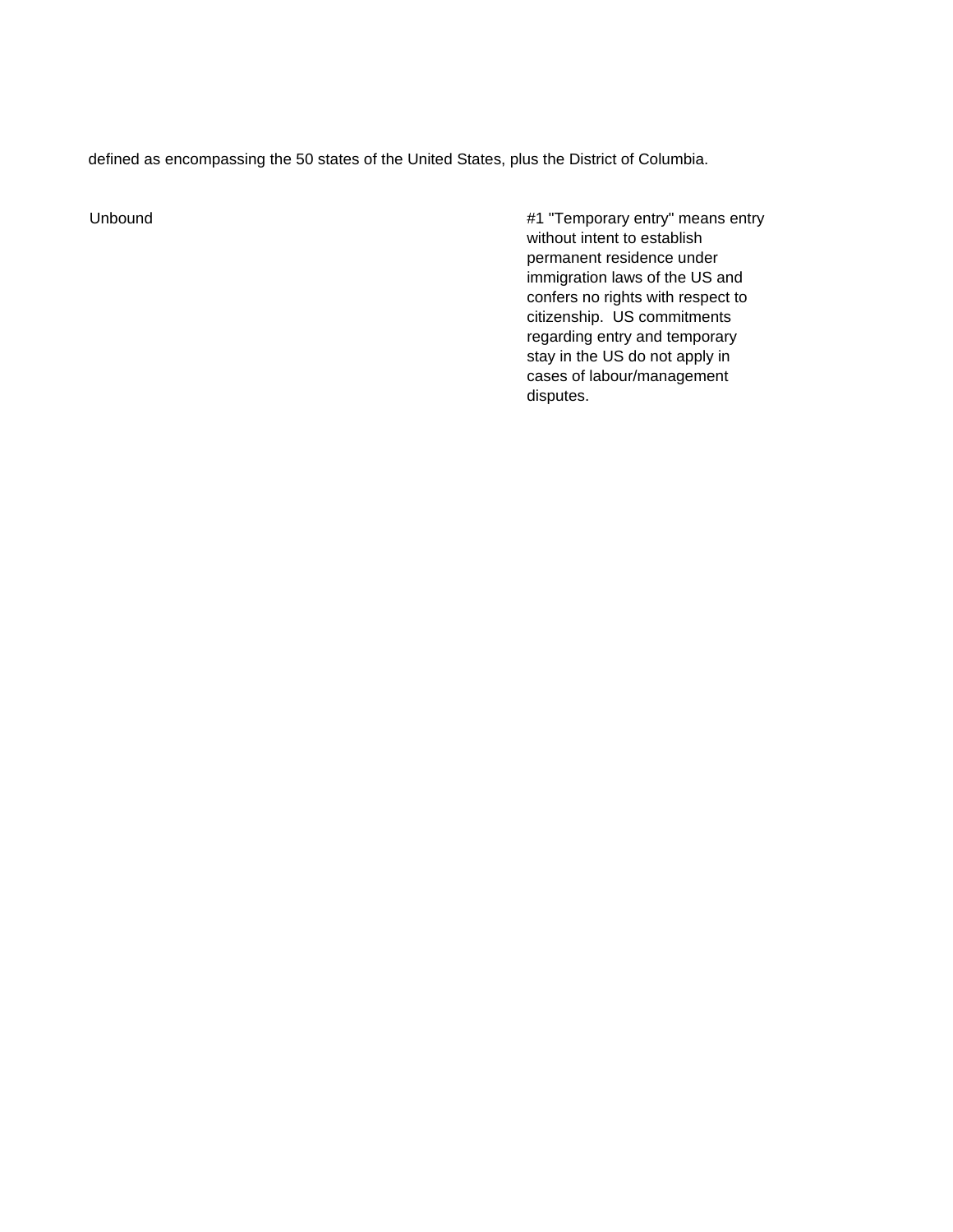defined as encompassing the 50 states of the United States, plus the District of Columbia.

| | |
|---|---|
| Unbound | #1 "Temporary entry" means entry without intent to establish permanent residence under immigration laws of the US and confers no rights with respect to citizenship. US commitments regarding entry and temporary stay in the US do not apply in cases of labour/management disputes. |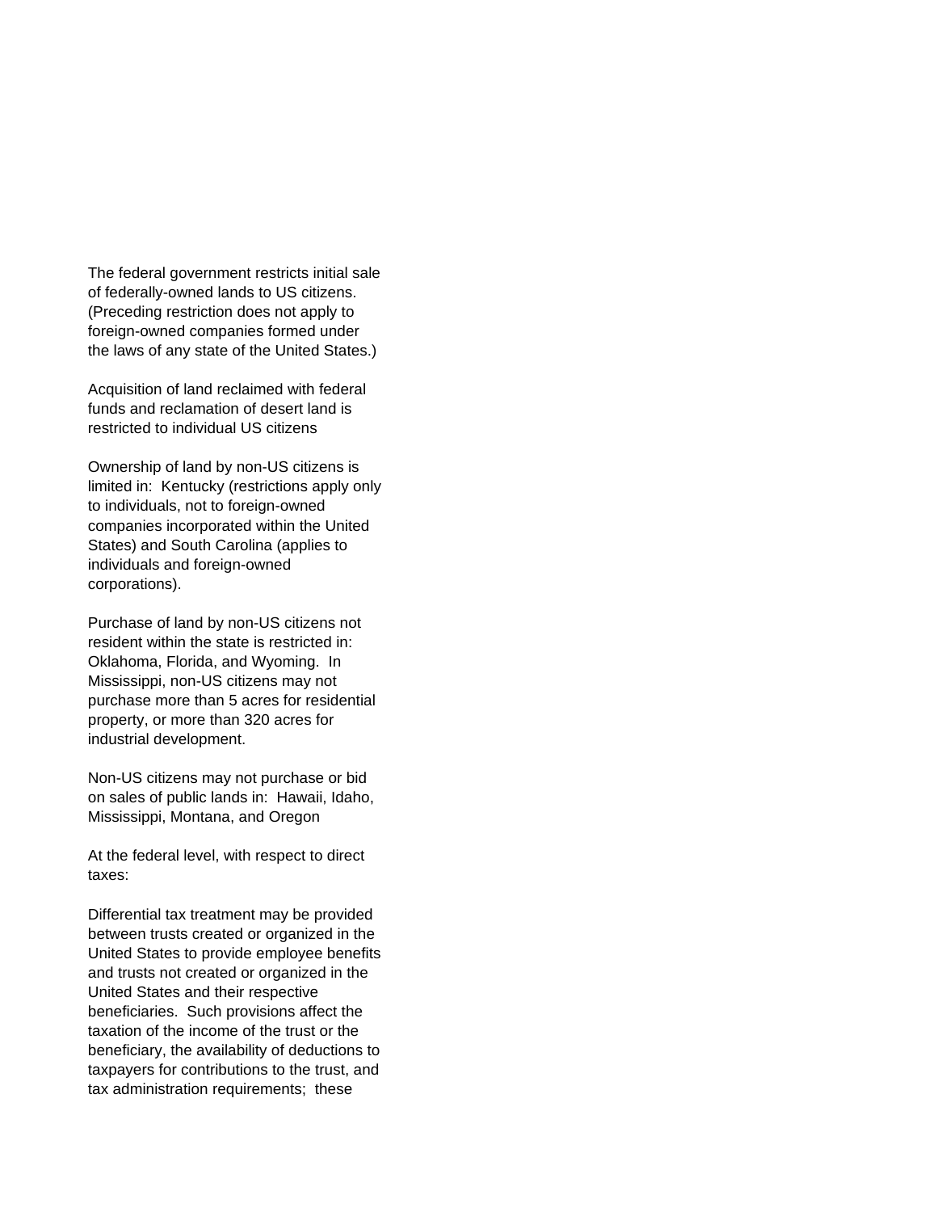The federal government restricts initial sale of federally-owned lands to US citizens. (Preceding restriction does not apply to foreign-owned companies formed under the laws of any state of the United States.)

Acquisition of land reclaimed with federal funds and reclamation of desert land is restricted to individual US citizens

Ownership of land by non-US citizens is limited in: Kentucky (restrictions apply only to individuals, not to foreign-owned companies incorporated within the United States) and South Carolina (applies to individuals and foreign-owned corporations).

Purchase of land by non-US citizens not resident within the state is restricted in: Oklahoma, Florida, and Wyoming. In Mississippi, non-US citizens may not purchase more than 5 acres for residential property, or more than 320 acres for industrial development.

Non-US citizens may not purchase or bid on sales of public lands in: Hawaii, Idaho, Mississippi, Montana, and Oregon

At the federal level, with respect to direct taxes:

Differential tax treatment may be provided between trusts created or organized in the United States to provide employee benefits and trusts not created or organized in the United States and their respective beneficiaries. Such provisions affect the taxation of the income of the trust or the beneficiary, the availability of deductions to taxpayers for contributions to the trust, and tax administration requirements; these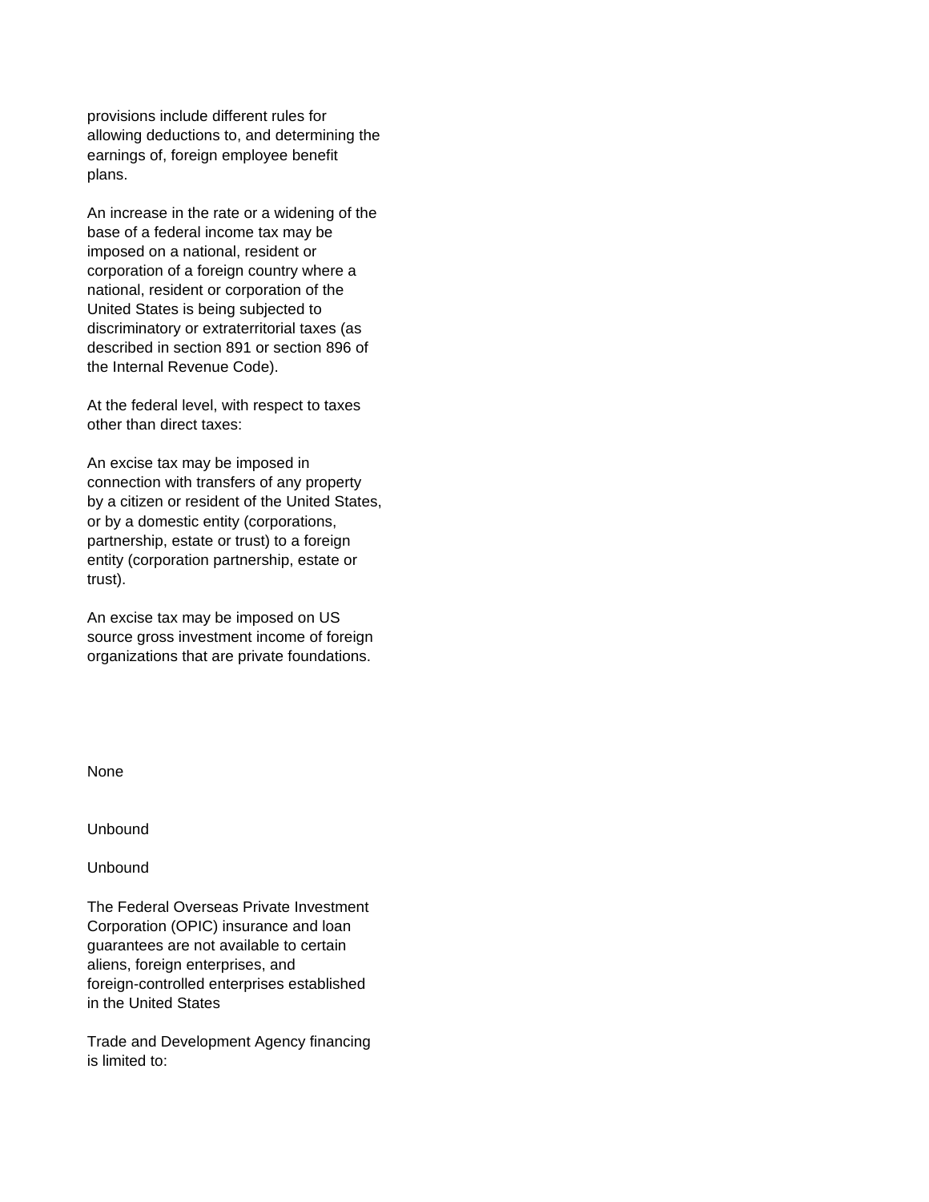provisions include different rules for allowing deductions to, and determining the earnings of, foreign employee benefit plans.

An increase in the rate or a widening of the base of a federal income tax may be imposed on a national, resident or corporation of a foreign country where a national, resident or corporation of the United States is being subjected to discriminatory or extraterritorial taxes (as described in section 891 or section 896 of the Internal Revenue Code).

At the federal level, with respect to taxes other than direct taxes:

An excise tax may be imposed in connection with transfers of any property by a citizen or resident of the United States, or by a domestic entity (corporations, partnership, estate or trust) to a foreign entity (corporation partnership, estate or trust).

An excise tax may be imposed on US source gross investment income of foreign organizations that are private foundations.

None

Unbound

Unbound

The Federal Overseas Private Investment Corporation (OPIC) insurance and loan guarantees are not available to certain aliens, foreign enterprises, and foreign-controlled enterprises established in the United States

Trade and Development Agency financing is limited to: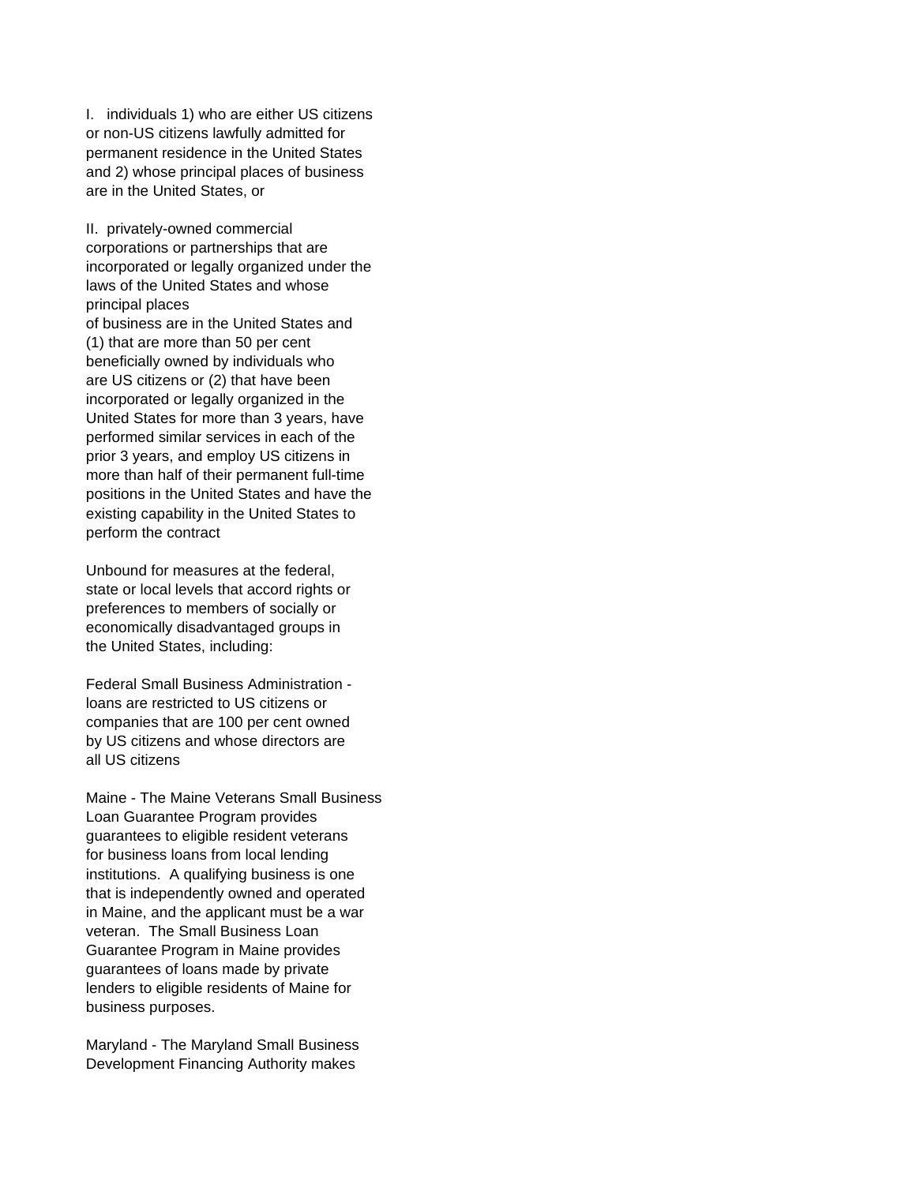I. individuals 1) who are either US citizens or non-US citizens lawfully admitted for permanent residence in the United States and 2) whose principal places of business are in the United States, or

II. privately-owned commercial corporations or partnerships that are incorporated or legally organized under the laws of the United States and whose principal places of business are in the United States and (1) that are more than 50 per cent beneficially owned by individuals who are US citizens or (2) that have been incorporated or legally organized in the United States for more than 3 years, have performed similar services in each of the prior 3 years, and employ US citizens in more than half of their permanent full-time positions in the United States and have the existing capability in the United States to perform the contract

Unbound for measures at the federal, state or local levels that accord rights or preferences to members of socially or economically disadvantaged groups in the United States, including:

Federal Small Business Administration - loans are restricted to US citizens or companies that are 100 per cent owned by US citizens and whose directors are all US citizens

Maine - The Maine Veterans Small Business Loan Guarantee Program provides guarantees to eligible resident veterans for business loans from local lending institutions. A qualifying business is one that is independently owned and operated in Maine, and the applicant must be a war veteran. The Small Business Loan Guarantee Program in Maine provides guarantees of loans made by private lenders to eligible residents of Maine for business purposes.

Maryland - The Maryland Small Business Development Financing Authority makes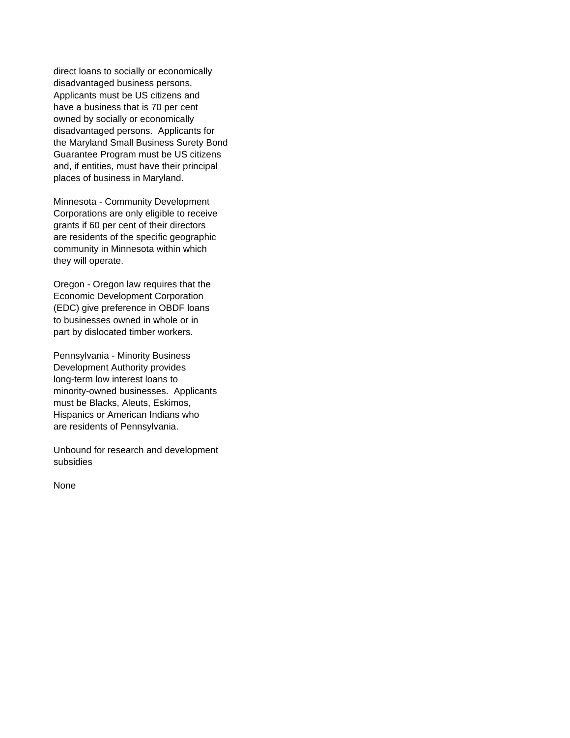direct loans to socially or economically disadvantaged business persons. Applicants must be US citizens and have a business that is 70 per cent owned by socially or economically disadvantaged persons. Applicants for the Maryland Small Business Surety Bond Guarantee Program must be US citizens and, if entities, must have their principal places of business in Maryland.

Minnesota - Community Development Corporations are only eligible to receive grants if 60 per cent of their directors are residents of the specific geographic community in Minnesota within which they will operate.

Oregon - Oregon law requires that the Economic Development Corporation (EDC) give preference in OBDF loans to businesses owned in whole or in part by dislocated timber workers.

Pennsylvania - Minority Business Development Authority provides long-term low interest loans to minority-owned businesses. Applicants must be Blacks, Aleuts, Eskimos, Hispanics or American Indians who are residents of Pennsylvania.

Unbound for research and development subsidies

None